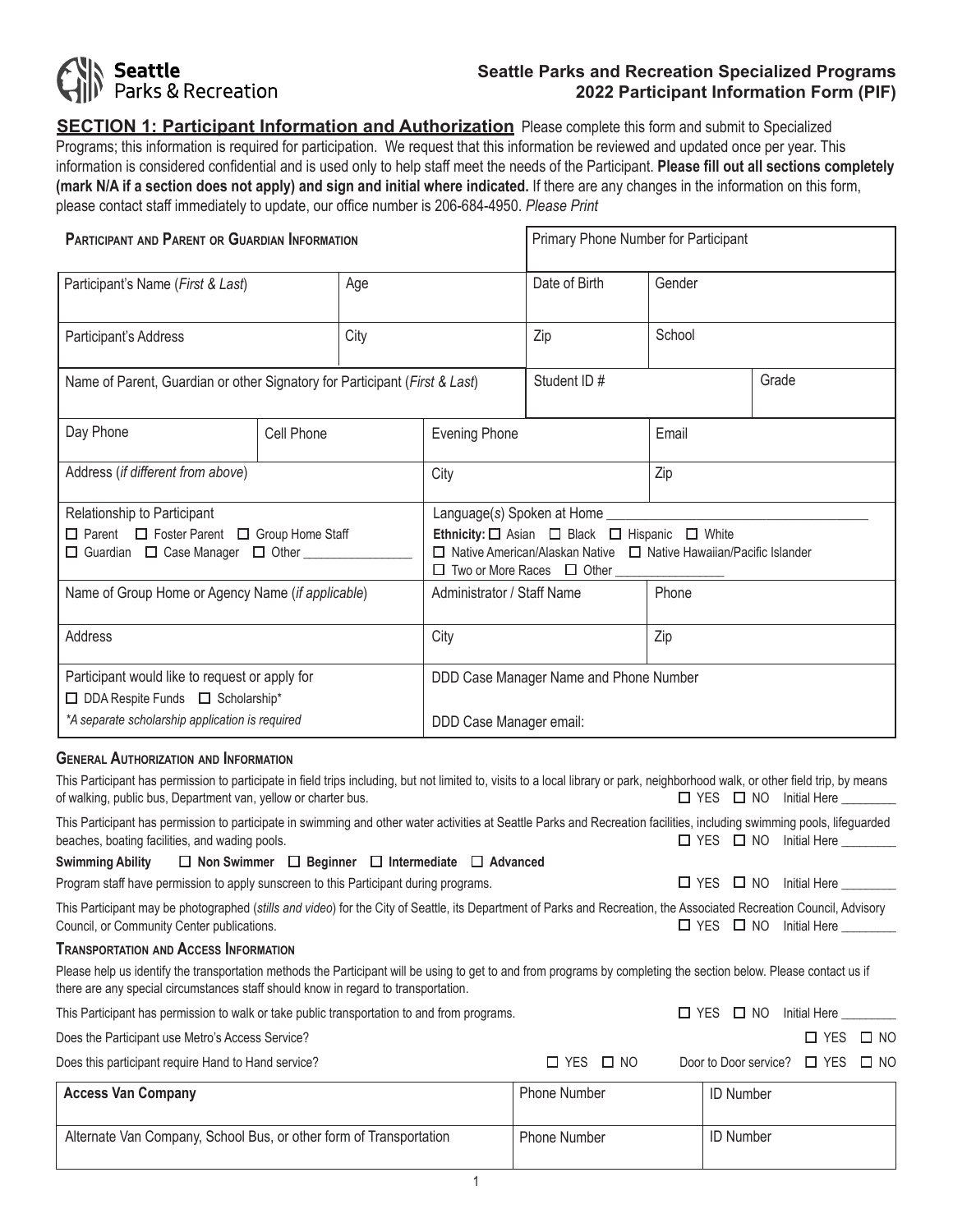Seattle Parks & Recreation

**Seattle Parks and Recreation Specialized Programs**
**2022 Participant Information Form (PIF)**

## SECTION 1: Participant Information and Authorization

Please complete this form and submit to Specialized Programs; this information is required for participation. We request that this information be reviewed and updated once per year. This information is considered confidential and is used only to help staff meet the needs of the Participant. **Please fill out all sections completely (mark N/A if a section does not apply) and sign and initial where indicated.** If there are any changes in the information on this form, please contact staff immediately to update, our office number is 206-684-4950. *Please Print*

| **PARTICIPANT AND PARENT OR GUARDIAN INFORMATION** | | Primary Phone Number for Participant | | |
|---|---|---|---|---|
| Participant's Name (*First & Last*) | Age | Date of Birth | Gender | |
| Participant's Address | City | Zip | School | |
| Name of Parent, Guardian or other Signatory for Participant (*First & Last*) | | Student ID # | | Grade |

| Day Phone | Cell Phone | Evening Phone | Email |
|---|---|---|---|
| Address (*if different from above*) | | City | Zip |
| Relationship to Participant<br>☐ Parent ☐ Foster Parent ☐ Group Home Staff<br>☐ Guardian ☐ Case Manager ☐ Other ________ | | Language(s) Spoken at Home ________<br>**Ethnicity:** ☐ Asian ☐ Black ☐ Hispanic ☐ White<br>☐ Native American/Alaskan Native ☐ Native Hawaiian/Pacific Islander<br>☐ Two or More Races ☐ Other ________ | |
| Name of Group Home or Agency Name (*if applicable*) | | Administrator / Staff Name | Phone |
| Address | | City | Zip |
| Participant would like to request or apply for<br>☐ DDA Respite Funds ☐ Scholarship*<br>*\*A separate scholarship application is required* | | DDD Case Manager Name and Phone Number<br><br>DDD Case Manager email: | |

### GENERAL AUTHORIZATION AND INFORMATION

This Participant has permission to participate in field trips including, but not limited to, visits to a local library or park, neighborhood walk, or other field trip, by means of walking, public bus, Department van, yellow or charter bus. ☐ YES ☐ NO Initial Here ________

This Participant has permission to participate in swimming and other water activities at Seattle Parks and Recreation facilities, including swimming pools, lifeguarded beaches, boating facilities, and wading pools. ☐ YES ☐ NO Initial Here ________

**Swimming Ability** ☐ **Non Swimmer** ☐ **Beginner** ☐ **Intermediate** ☐ **Advanced**

Program staff have permission to apply sunscreen to this Participant during programs. ☐ YES ☐ NO Initial Here ________

This Participant may be photographed (*stills and video*) for the City of Seattle, its Department of Parks and Recreation, the Associated Recreation Council, Advisory Council, or Community Center publications. ☐ YES ☐ NO Initial Here ________

### TRANSPORTATION AND ACCESS INFORMATION

Please help us identify the transportation methods the Participant will be using to get to and from programs by completing the section below. Please contact us if there are any special circumstances staff should know in regard to transportation.

This Participant has permission to walk or take public transportation to and from programs. ☐ YES ☐ NO Initial Here ________

Does the Participant use Metro's Access Service? ☐ YES ☐ NO

Does this participant require Hand to Hand service? ☐ YES ☐ NO Door to Door service? ☐ YES ☐ NO

| **Access Van Company** | Phone Number | ID Number |
|---|---|---|
| Alternate Van Company, School Bus, or other form of Transportation | Phone Number | ID Number |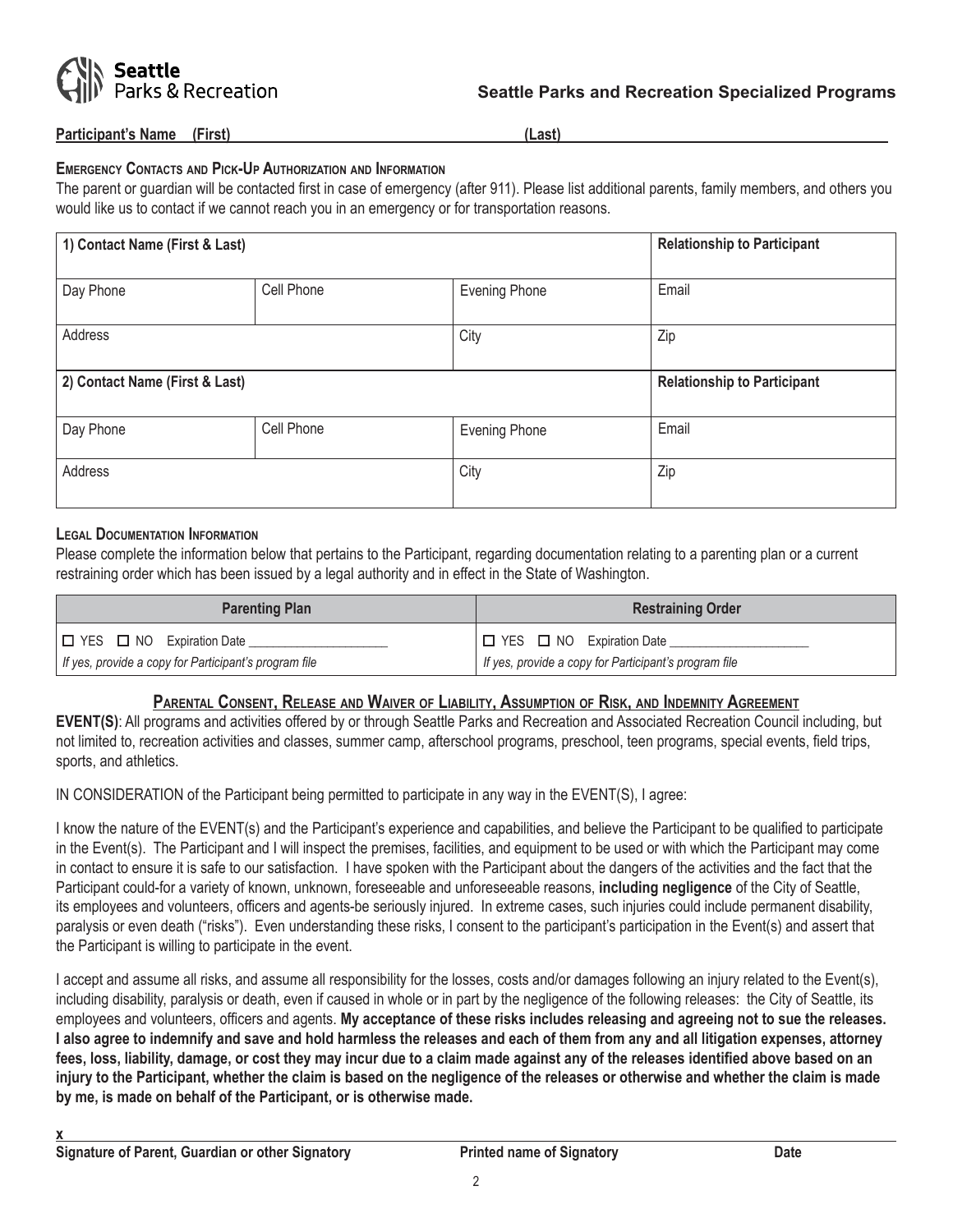**Seattle Parks & Recreation**

## Seattle Parks and Recreation Specialized Programs

**Participant's Name (First)** \_\_\_\_\_\_\_\_\_\_\_\_\_\_\_\_\_\_\_\_ **(Last)** \_\_\_\_\_\_\_\_\_\_\_\_\_\_\_\_\_\_\_\_

### Emergency Contacts and Pick-Up Authorization and Information

The parent or guardian will be contacted first in case of emergency (after 911). Please list additional parents, family members, and others you would like us to contact if we cannot reach you in an emergency or for transportation reasons.

| **1) Contact Name (First & Last)** | | | **Relationship to Participant** |
|---|---|---|---|
| Day Phone | Cell Phone | Evening Phone | Email |
| Address | | City | Zip |
| **2) Contact Name (First & Last)** | | | **Relationship to Participant** |
| Day Phone | Cell Phone | Evening Phone | Email |
| Address | | City | Zip |

### Legal Documentation Information

Please complete the information below that pertains to the Participant, regarding documentation relating to a parenting plan or a current restraining order which has been issued by a legal authority and in effect in the State of Washington.

| **Parenting Plan** | **Restraining Order** |
|---|---|
| ☐ YES ☐ NO Expiration Date \_\_\_\_\_\_\_\_\_\_\_\_\_\_\_\_\_\_\_\_ | ☐ YES ☐ NO Expiration Date \_\_\_\_\_\_\_\_\_\_\_\_\_\_\_\_\_\_\_\_ |
| *If yes, provide a copy for Participant's program file* | *If yes, provide a copy for Participant's program file* |

### Parental Consent, Release and Waiver of Liability, Assumption of Risk, and Indemnity Agreement

**EVENT(S)**: All programs and activities offered by or through Seattle Parks and Recreation and Associated Recreation Council including, but not limited to, recreation activities and classes, summer camp, afterschool programs, preschool, teen programs, special events, field trips, sports, and athletics.

IN CONSIDERATION of the Participant being permitted to participate in any way in the EVENT(S), I agree:

I know the nature of the EVENT(s) and the Participant's experience and capabilities, and believe the Participant to be qualified to participate in the Event(s). The Participant and I will inspect the premises, facilities, and equipment to be used or with which the Participant may come in contact to ensure it is safe to our satisfaction. I have spoken with the Participant about the dangers of the activities and the fact that the Participant could-for a variety of known, unknown, foreseeable and unforeseeable reasons, **including negligence** of the City of Seattle, its employees and volunteers, officers and agents-be seriously injured. In extreme cases, such injuries could include permanent disability, paralysis or even death ("risks"). Even understanding these risks, I consent to the participant's participation in the Event(s) and assert that the Participant is willing to participate in the event.

I accept and assume all risks, and assume all responsibility for the losses, costs and/or damages following an injury related to the Event(s), including disability, paralysis or death, even if caused in whole or in part by the negligence of the following releases: the City of Seattle, its employees and volunteers, officers and agents. **My acceptance of these risks includes releasing and agreeing not to sue the releases. I also agree to indemnify and save and hold harmless the releases and each of them from any and all litigation expenses, attorney fees, loss, liability, damage, or cost they may incur due to a claim made against any of the releases identified above based on an injury to the Participant, whether the claim is based on the negligence of the releases or otherwise and whether the claim is made by me, is made on behalf of the Participant, or is otherwise made.**

**x** \_\_\_\_\_\_\_\_\_\_\_\_\_\_\_\_\_\_\_\_\_\_\_\_\_\_\_\_\_\_\_\_\_\_\_\_\_\_\_\_

**Signature of Parent, Guardian or other Signatory** **Printed name of Signatory** **Date**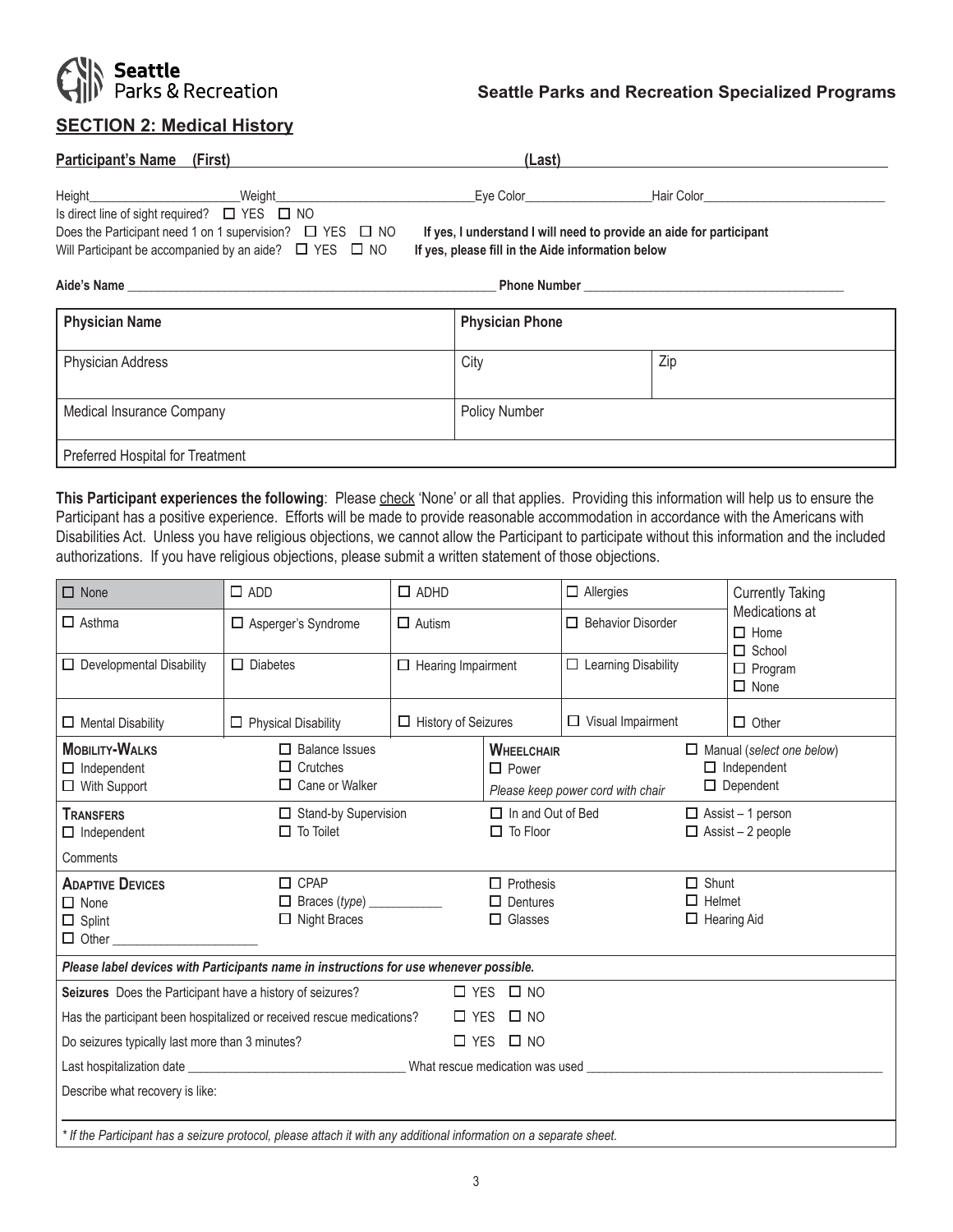Seattle Parks & Recreation

**Seattle Parks and Recreation Specialized Programs**

## SECTION 2: Medical History

**Participant's Name (First)** ______________________ **(Last)** ______________________

Height______________ Weight______________ Eye Color______________ Hair Color______________

Is direct line of sight required? ☐ YES ☐ NO

Does the Participant need 1 on 1 supervision? ☐ YES ☐ NO **If yes, I understand I will need to provide an aide for participant**

Will Participant be accompanied by an aide? ☐ YES ☐ NO **If yes, please fill in the Aide information below**

**Aide's Name** ______________________ **Phone Number** ______________________

| **Physician Name** | **Physician Phone** | |
|---|---|---|
| Physician Address | City | Zip |
| Medical Insurance Company | Policy Number | |
| Preferred Hospital for Treatment | | |

**This Participant experiences the following**: Please check 'None' or all that applies. Providing this information will help us to ensure the Participant has a positive experience. Efforts will be made to provide reasonable accommodation in accordance with the Americans with Disabilities Act. Unless you have religious objections, we cannot allow the Participant to participate without this information and the included authorizations. If you have religious objections, please submit a written statement of those objections.

| | | | | |
|---|---|---|---|---|
| ☐ None | ☐ ADD | ☐ ADHD | ☐ Allergies | Currently Taking Medications at ☐ Home ☐ School ☐ Program ☐ None |
| ☐ Asthma | ☐ Asperger's Syndrome | ☐ Autism | ☐ Behavior Disorder | |
| ☐ Developmental Disability | ☐ Diabetes | ☐ Hearing Impairment | ☐ Learning Disability | |
| ☐ Mental Disability | ☐ Physical Disability | ☐ History of Seizures | ☐ Visual Impairment | ☐ Other |

| | | | |
|---|---|---|---|
| **MOBILITY-WALKS** ☐ Independent ☐ With Support | ☐ Balance Issues ☐ Crutches ☐ Cane or Walker | **WHEELCHAIR** ☐ Power *Please keep power cord with chair* | ☐ Manual (*select one below*) ☐ Independent ☐ Dependent |
| **TRANSFERS** ☐ Independent | ☐ Stand-by Supervision ☐ To Toilet | ☐ In and Out of Bed ☐ To Floor | ☐ Assist – 1 person ☐ Assist – 2 people |
| Comments | | | |
| **ADAPTIVE DEVICES** ☐ None ☐ Splint ☐ Other ______________ | ☐ CPAP ☐ Braces (*type*) ___________ ☐ Night Braces | ☐ Prothesis ☐ Dentures ☐ Glasses | ☐ Shunt ☐ Helmet ☐ Hearing Aid |

***Please label devices with Participants name in instructions for use whenever possible.***

**Seizures** Does the Participant have a history of seizures? ☐ YES ☐ NO

Has the participant been hospitalized or received rescue medications? ☐ YES ☐ NO

Do seizures typically last more than 3 minutes? ☐ YES ☐ NO

Last hospitalization date ______________________ What rescue medication was used ______________________

Describe what recovery is like:

*\* If the Participant has a seizure protocol, please attach it with any additional information on a separate sheet.*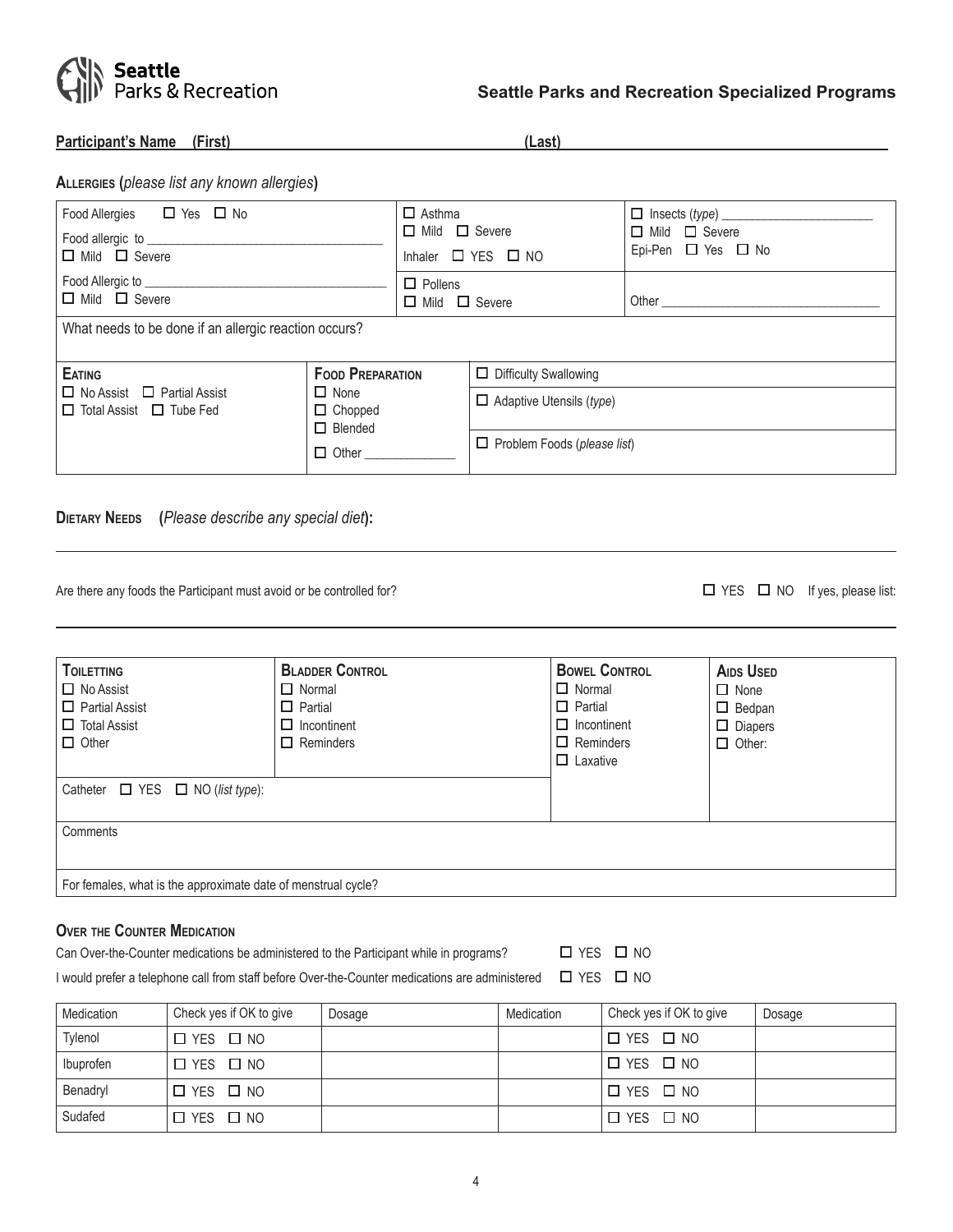**Seattle Parks and Recreation Specialized Programs**

**Participant's Name (First)** ______________________ **(Last)** ______________________

**ALLERGIES** (*please list any known allergies*)

| | | |
|---|---|---|
| Food Allergies ☐ Yes ☐ No<br>Food allergic to ______________________<br>☐ Mild ☐ Severe | ☐ Asthma<br>☐ Mild ☐ Severe<br>Inhaler ☐ YES ☐ NO | ☐ Insects (*type*) ______________________<br>☐ Mild ☐ Severe<br>Epi-Pen ☐ Yes ☐ No |
| Food Allergic to ______________________<br>☐ Mild ☐ Severe | ☐ Pollens<br>☐ Mild ☐ Severe | Other ______________________ |
| What needs to be done if an allergic reaction occurs? | | |

| **EATING** | **FOOD PREPARATION** | |
|---|---|---|
| ☐ No Assist ☐ Partial Assist<br>☐ Total Assist ☐ Tube Fed | ☐ None<br>☐ Chopped<br>☐ Blended<br>☐ Other ______________ | ☐ Difficulty Swallowing<br>☐ Adaptive Utensils (*type*)<br>☐ Problem Foods (*please list*) |

**DIETARY NEEDS** (*Please describe any special diet*):

______________________________________________________________________

Are there any foods the Participant must avoid or be controlled for? ☐ YES ☐ NO If yes, please list:

______________________________________________________________________

| **TOILETTING** | **BLADDER CONTROL** | **BOWEL CONTROL** | **AIDS USED** |
|---|---|---|---|
| ☐ No Assist<br>☐ Partial Assist<br>☐ Total Assist<br>☐ Other | ☐ Normal<br>☐ Partial<br>☐ Incontinent<br>☐ Reminders | ☐ Normal<br>☐ Partial<br>☐ Incontinent<br>☐ Reminders<br>☐ Laxative | ☐ None<br>☐ Bedpan<br>☐ Diapers<br>☐ Other: |
| Catheter ☐ YES ☐ NO (*list type*): | | | |
| Comments | | | |
| For females, what is the approximate date of menstrual cycle? | | | |

**OVER THE COUNTER MEDICATION**

Can Over-the-Counter medications be administered to the Participant while in programs? ☐ YES ☐ NO

I would prefer a telephone call from staff before Over-the-Counter medications are administered ☐ YES ☐ NO

| Medication | Check yes if OK to give | Dosage | Medication | Check yes if OK to give | Dosage |
|---|---|---|---|---|---|
| Tylenol | ☐ YES ☐ NO | | | ☐ YES ☐ NO | |
| Ibuprofen | ☐ YES ☐ NO | | | ☐ YES ☐ NO | |
| Benadryl | ☐ YES ☐ NO | | | ☐ YES ☐ NO | |
| Sudafed | ☐ YES ☐ NO | | | ☐ YES ☐ NO | |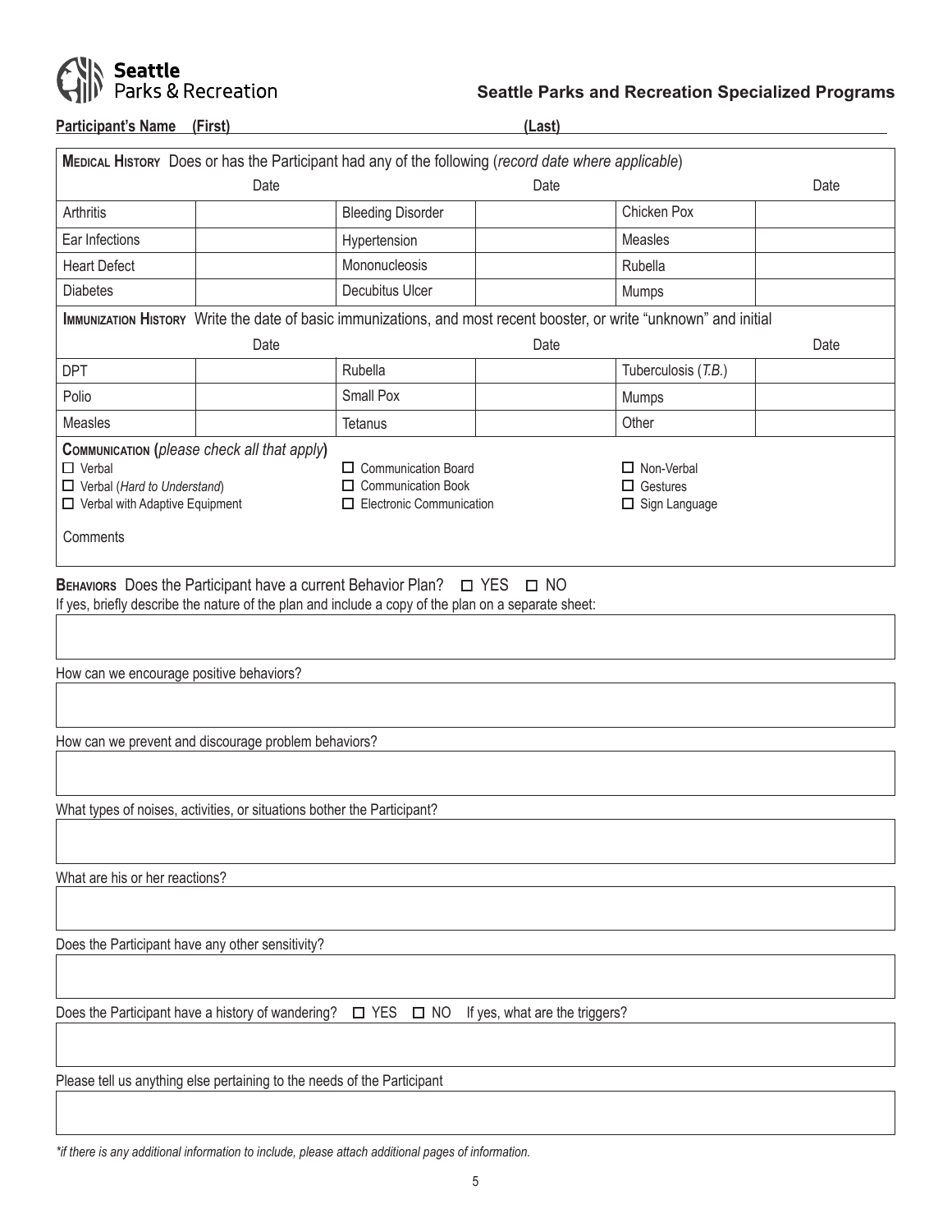**Seattle Parks and Recreation Specialized Programs**

**Participant's Name (First)** ____________________ **(Last)** ____________________

| **Medical History** Does or has the Participant had any of the following (*record date where applicable*) | | | | | |
|---|---|---|---|---|---|
| | Date | | Date | | Date |
| Arthritis | | Bleeding Disorder | | Chicken Pox | |
| Ear Infections | | Hypertension | | Measles | |
| Heart Defect | | Mononucleosis | | Rubella | |
| Diabetes | | Decubitus Ulcer | | Mumps | |

| **Immunization History** Write the date of basic immunizations, and most recent booster, or write "unknown" and initial | | | | | |
|---|---|---|---|---|---|
| | Date | | Date | | Date |
| DPT | | Rubella | | Tuberculosis (*T.B.*) | |
| Polio | | Small Pox | | Mumps | |
| Measles | | Tetanus | | Other | |

**Communication (***please check all that apply***)**

- ☐ Verbal
- ☐ Verbal (*Hard to Understand*)
- ☐ Verbal with Adaptive Equipment
- ☐ Communication Board
- ☐ Communication Book
- ☐ Electronic Communication
- ☐ Non-Verbal
- ☐ Gestures
- ☐ Sign Language

Comments

**Behaviors** Does the Participant have a current Behavior Plan? ☐ YES ☐ NO

If yes, briefly describe the nature of the plan and include a copy of the plan on a separate sheet:

How can we encourage positive behaviors?

How can we prevent and discourage problem behaviors?

What types of noises, activities, or situations bother the Participant?

What are his or her reactions?

Does the Participant have any other sensitivity?

Does the Participant have a history of wandering? ☐ YES ☐ NO If yes, what are the triggers?

Please tell us anything else pertaining to the needs of the Participant

*\*if there is any additional information to include, please attach additional pages of information.*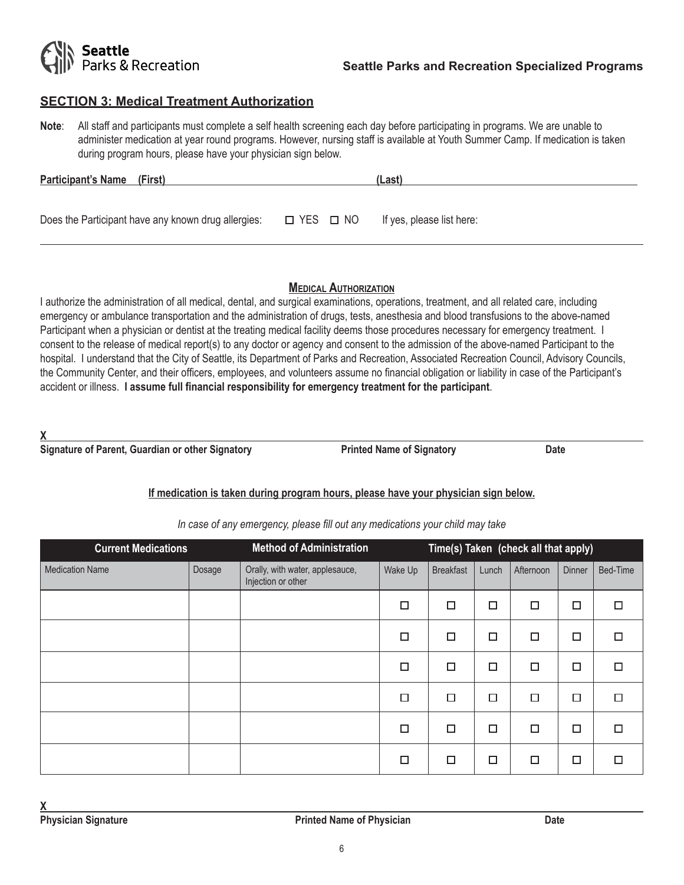Seattle Parks and Recreation Specialized Programs

## SECTION 3: Medical Treatment Authorization

**Note**: All staff and participants must complete a self health screening each day before participating in programs. We are unable to administer medication at year round programs. However, nursing staff is available at Youth Summer Camp. If medication is taken during program hours, please have your physician sign below.

**Participant's Name (First)** ______________________ **(Last)** ______________________

Does the Participant have any known drug allergies: ☐ YES ☐ NO If yes, please list here:

---

### MEDICAL AUTHORIZATION

I authorize the administration of all medical, dental, and surgical examinations, operations, treatment, and all related care, including emergency or ambulance transportation and the administration of drugs, tests, anesthesia and blood transfusions to the above-named Participant when a physician or dentist at the treating medical facility deems those procedures necessary for emergency treatment. I consent to the release of medical report(s) to any doctor or agency and consent to the admission of the above-named Participant to the hospital. I understand that the City of Seattle, its Department of Parks and Recreation, Associated Recreation Council, Advisory Councils, the Community Center, and their officers, employees, and volunteers assume no financial obligation or liability in case of the Participant's accident or illness. **I assume full financial responsibility for emergency treatment for the participant**.

X ______________________________________________

**Signature of Parent, Guardian or other Signatory** **Printed Name of Signatory** **Date**

**If medication is taken during program hours, please have your physician sign below.**

*In case of any emergency, please fill out any medications your child may take*

| Current Medications | | Method of Administration | Time(s) Taken (check all that apply) | | | | | |
|---|---|---|---|---|---|---|---|---|
| Medication Name | Dosage | Orally, with water, applesauce, Injection or other | Wake Up | Breakfast | Lunch | Afternoon | Dinner | Bed-Time |
| | | | ☐ | ☐ | ☐ | ☐ | ☐ | ☐ |
| | | | ☐ | ☐ | ☐ | ☐ | ☐ | ☐ |
| | | | ☐ | ☐ | ☐ | ☐ | ☐ | ☐ |
| | | | ☐ | ☐ | ☐ | ☐ | ☐ | ☐ |
| | | | ☐ | ☐ | ☐ | ☐ | ☐ | ☐ |
| | | | ☐ | ☐ | ☐ | ☐ | ☐ | ☐ |

X ______________________________________________

**Physician Signature** **Printed Name of Physician** **Date**